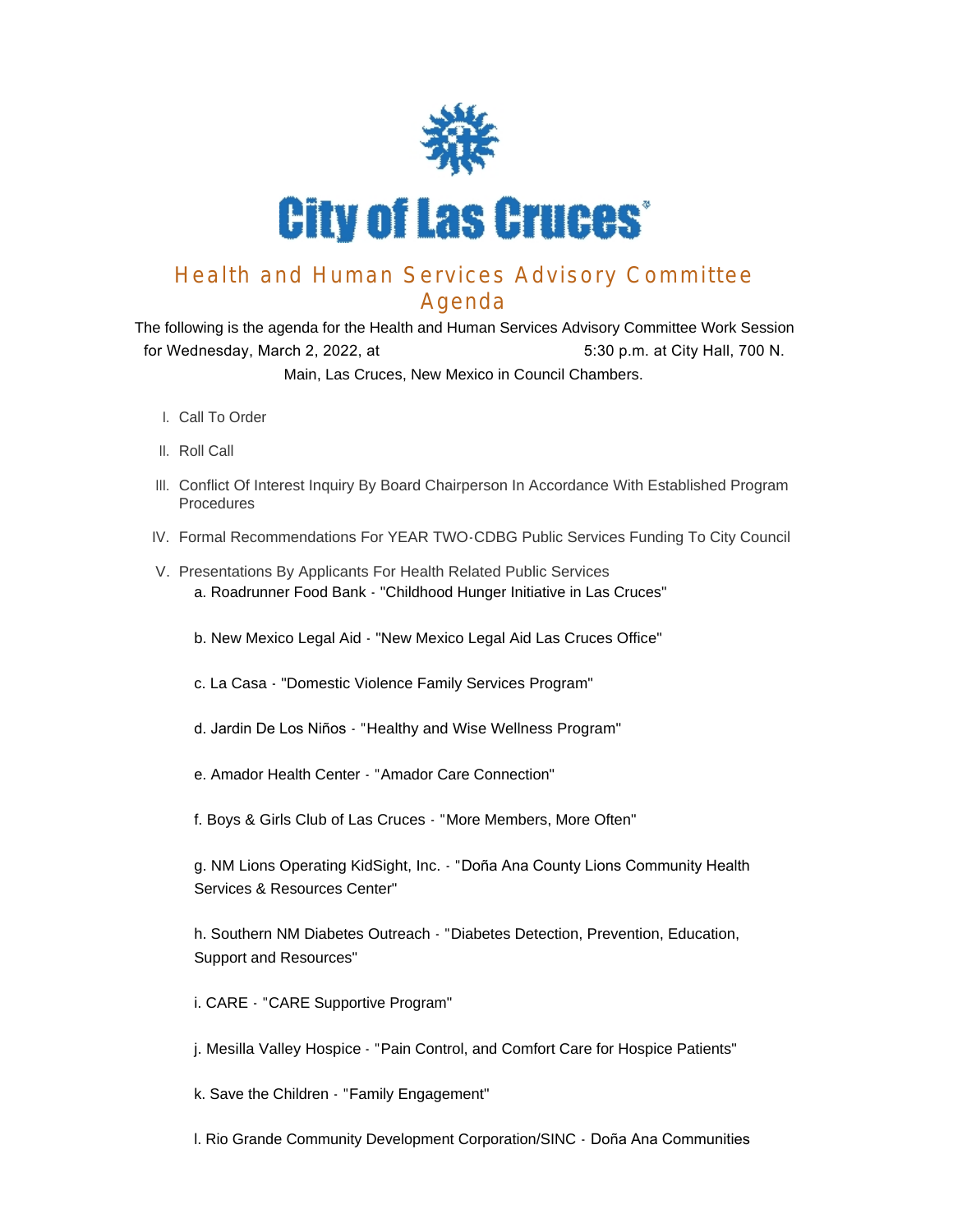# City of Las Cruces

## Health and Human Services Advisory Committee Agenda

The following is the agenda for the Health and Human Services Advisory Committee Work Session for Wednesday, March 2, 2022, at 5:30 p.m. at City Hall, 700 N. Main, Las Cruces, New Mexico in Council Chambers.

I. Call To Order

II. Roll Call

III. Conflict Of Interest Inquiry By Board Chairperson In Accordance With Established Program Procedures

IV. Formal Recommendations For YEAR TWO-CDBG Public Services Funding To City Council

V. Presentations By Applicants For Health Related Public Services

a. Roadrunner Food Bank - "Childhood Hunger Initiative in Las Cruces"

b. New Mexico Legal Aid - "New Mexico Legal Aid Las Cruces Office"

c. La Casa - "Domestic Violence Family Services Program"

d. Jardin De Los Niños - "Healthy and Wise Wellness Program"

e. Amador Health Center - "Amador Care Connection"

f. Boys & Girls Club of Las Cruces - "More Members, More Often"

g. NM Lions Operating KidSight, Inc. - "Doña Ana County Lions Community Health Services & Resources Center"

h. Southern NM Diabetes Outreach - "Diabetes Detection, Prevention, Education, Support and Resources"

i. CARE - "CARE Supportive Program"

j. Mesilla Valley Hospice - "Pain Control, and Comfort Care for Hospice Patients"

k. Save the Children - "Family Engagement"

l. Rio Grande Community Development Corporation/SINC - Doña Ana Communities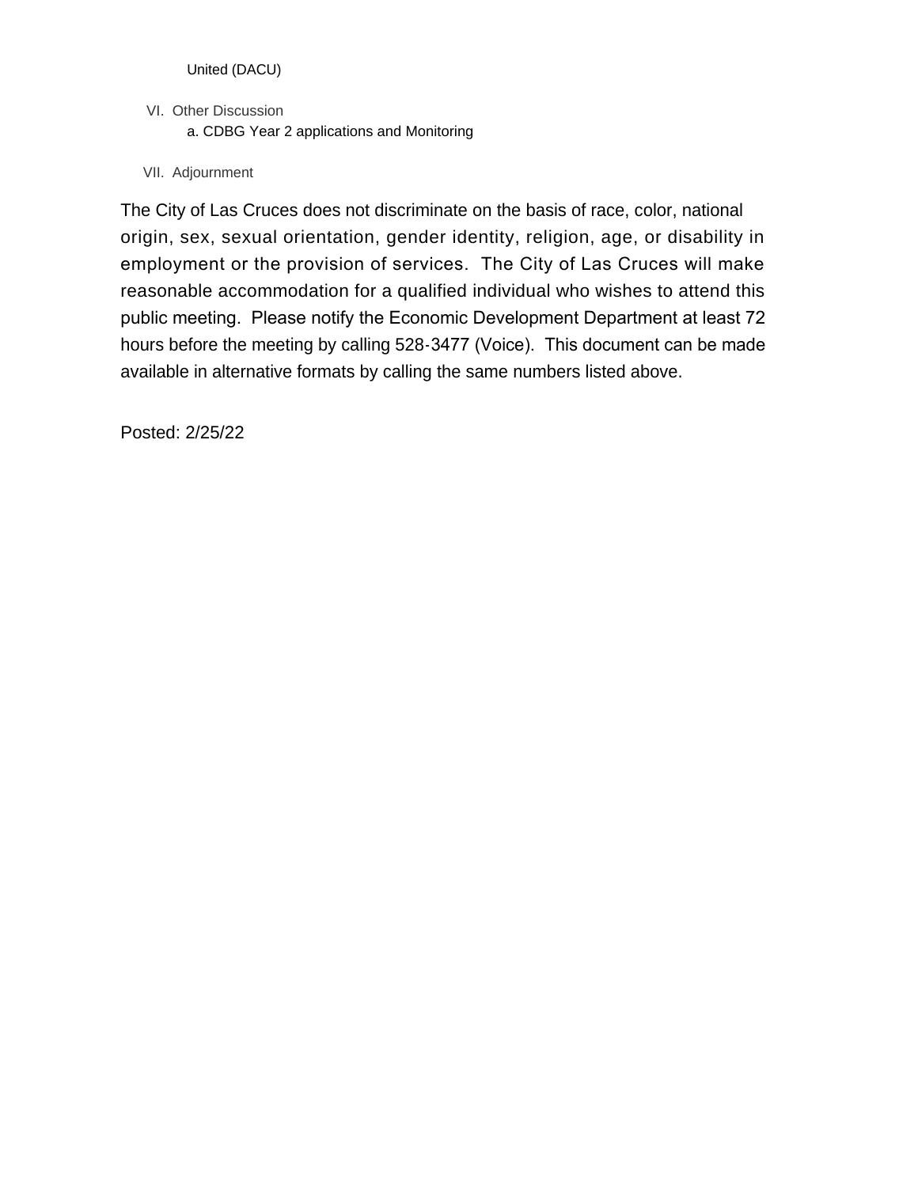United (DACU)

VI. Other Discussion
   a. CDBG Year 2 applications and Monitoring

VII. Adjournment

The City of Las Cruces does not discriminate on the basis of race, color, national origin, sex, sexual orientation, gender identity, religion, age, or disability in employment or the provision of services. The City of Las Cruces will make reasonable accommodation for a qualified individual who wishes to attend this public meeting. Please notify the Economic Development Department at least 72 hours before the meeting by calling 528-3477 (Voice). This document can be made available in alternative formats by calling the same numbers listed above.

Posted: 2/25/22